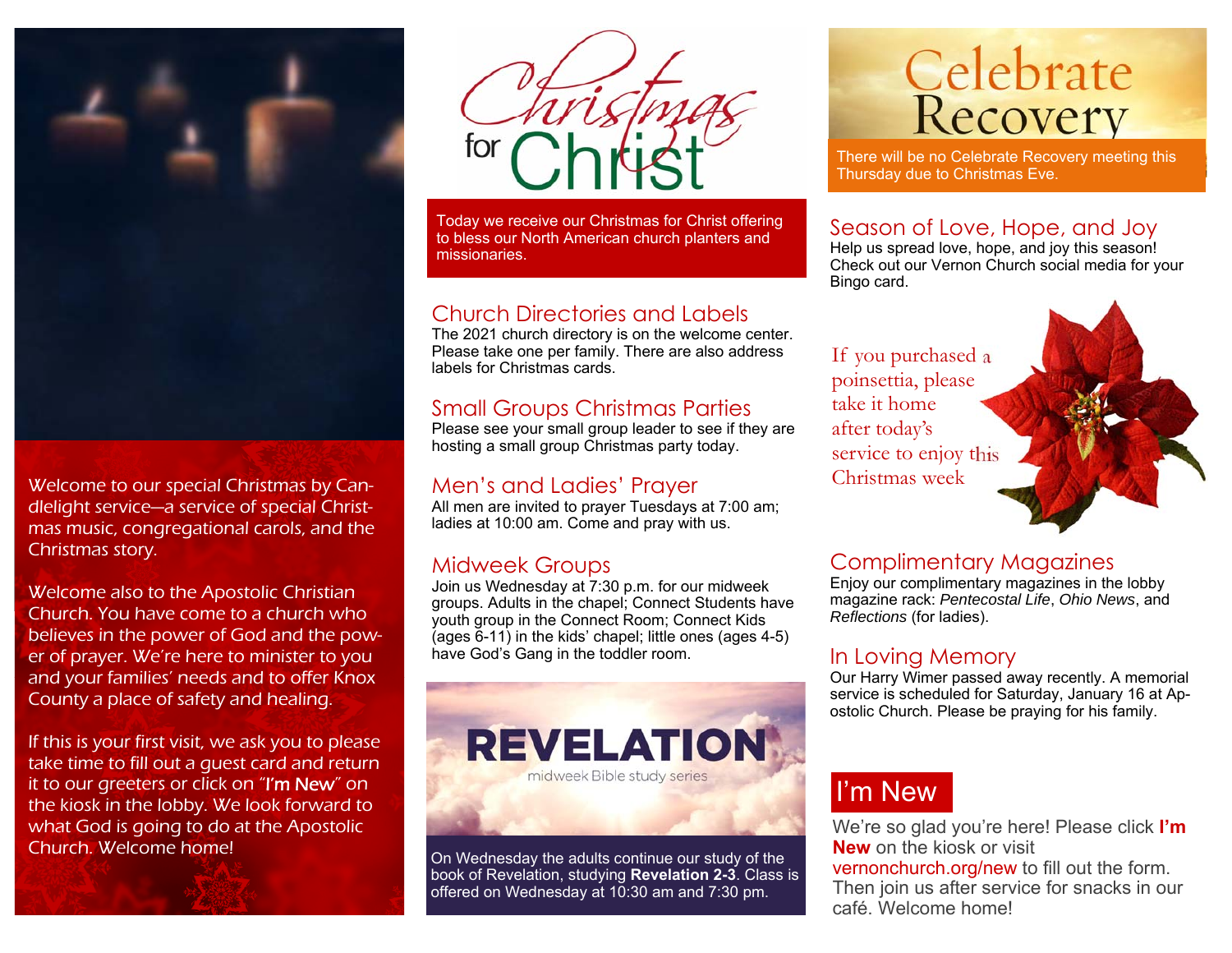Welcome to our special Christmas by Candlelight service—a service of special Christmas music, congregational carols, and the Christmas story.

Welcome also to the Apostolic Christian Church. You have come to a church who believes in the power of God and the power of prayer. We're here to minister to you and your families' needs and to offer Knox County a place of safety and healing.

If this is your first visit, we ask you to please take time to fill out a guest card and return it to our greeters or click on "**I'm New**" on the kiosk in the lobby. We look forward to what God is going to do at the Apostolic Church. Welcome home!

# Christmas for Christ

Today we receive our Christmas for Christ offering to bless our North American church planters and missionaries.

## Church Directories and Labels

The 2021 church directory is on the welcome center. Please take one per family. There are also address labels for Christmas cards.

## Small Groups Christmas Parties

Please see your small group leader to see if they are hosting a small group Christmas party today.

## Men's and Ladies' Prayer

All men are invited to prayer Tuesdays at 7:00 am; ladies at 10:00 am. Come and pray with us.

## Midweek Groups

Join us Wednesday at 7:30 p.m. for our midweek groups. Adults in the chapel; Connect Students have youth group in the Connect Room; Connect Kids (ages 6-11) in the kids' chapel; little ones (ages 4-5) have God's Gang in the toddler room.

## REVELATION

midweek Bible study series

On Wednesday the adults continue our study of the book of Revelation, studying **Revelation 2-3**. Class is offered on Wednesday at 10:30 am and 7:30 pm.

# Celebrate Recovery

There will be no Celebrate Recovery meeting this Thursday due to Christmas Eve.

## Season of Love, Hope, and Joy

Help us spread love, hope, and joy this season! Check out our Vernon Church social media for your Bingo card.

If you purchased a poinsettia, please take it home after today's service to enjoy this Christmas week

## Complimentary Magazines

Enjoy our complimentary magazines in the lobby magazine rack: *Pentecostal Life*, *Ohio News*, and *Reflections* (for ladies).

## In Loving Memory

Our Harry Wimer passed away recently. A memorial service is scheduled for Saturday, January 16 at Apostolic Church. Please be praying for his family.

## I'm New

We're so glad you're here! Please click **I'm New** on the kiosk or visit vernonchurch.org/new to fill out the form. Then join us after service for snacks in our café. Welcome home!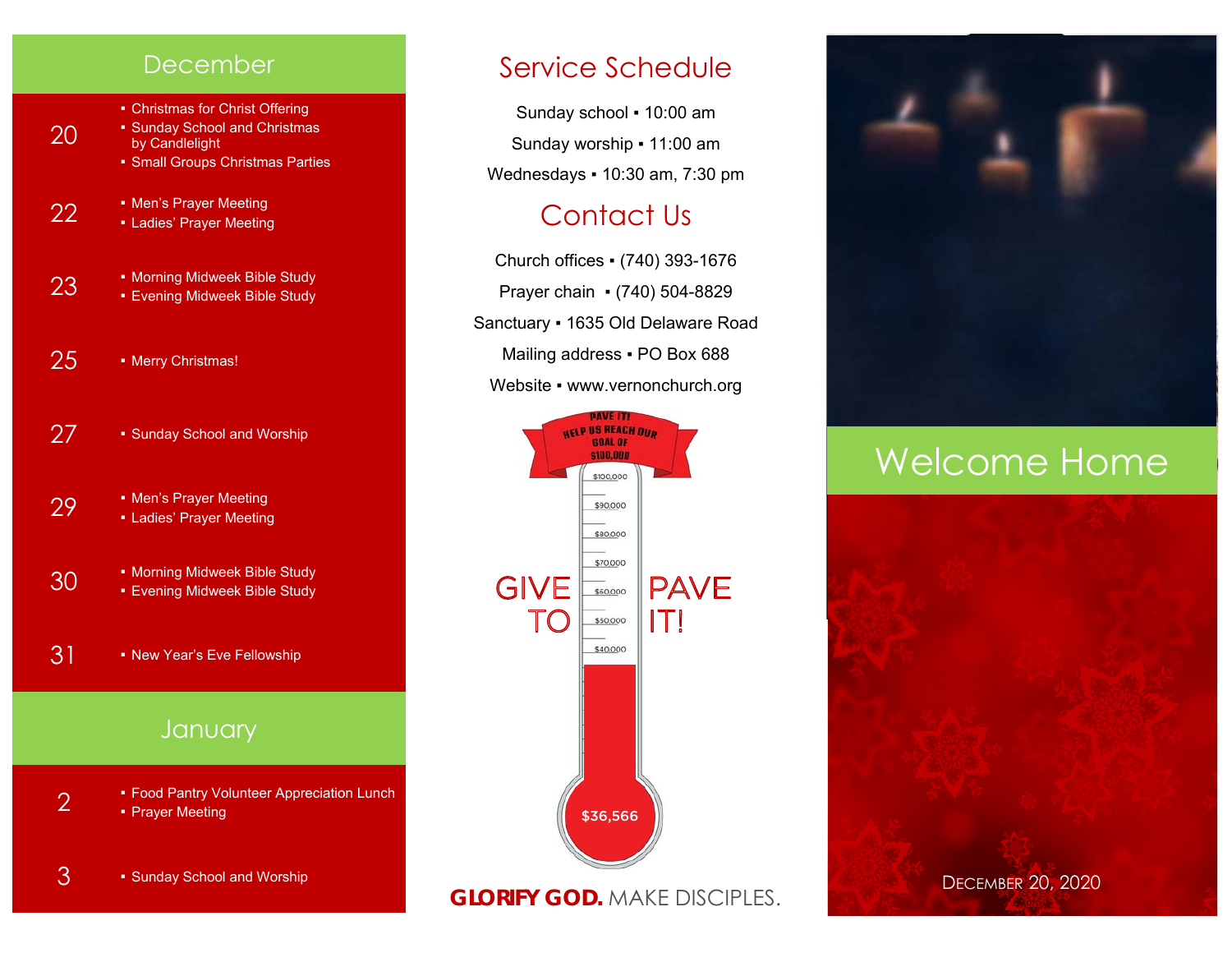## December

| | |
|---|---|
| 20 | ▪ Christmas for Christ Offering<br>▪ Sunday School and Christmas by Candlelight<br>▪ Small Groups Christmas Parties |
| 22 | ▪ Men's Prayer Meeting<br>▪ Ladies' Prayer Meeting |
| 23 | ▪ Morning Midweek Bible Study<br>▪ Evening Midweek Bible Study |
| 25 | ▪ Merry Christmas! |
| 27 | ▪ Sunday School and Worship |
| 29 | ▪ Men's Prayer Meeting<br>▪ Ladies' Prayer Meeting |
| 30 | ▪ Morning Midweek Bible Study<br>▪ Evening Midweek Bible Study |
| 31 | ▪ New Year's Eve Fellowship |

## January

| | |
|---|---|
| 2 | ▪ Food Pantry Volunteer Appreciation Lunch<br>▪ Prayer Meeting |
| 3 | ▪ Sunday School and Worship |

## Service Schedule

Sunday school ▪ 10:00 am

Sunday worship ▪ 11:00 am

Wednesdays ▪ 10:30 am, 7:30 pm

## Contact Us

Church offices ▪ (740) 393-1676

Prayer chain ▪ (740) 504-8829

Sanctuary ▪ 1635 Old Delaware Road

Mailing address ▪ PO Box 688

Website ▪ www.vernonchurch.org

PAVE IT! HELP US REACH OUR GOAL OF $100,000

$100,000
$90,000
$80,000
$70,000
$60,000
$50,000
$40,000
$36,566

GIVE TO PAVE IT!

**GLORIFY GOD.** MAKE DISCIPLES.

# Welcome Home

DECEMBER 20, 2020